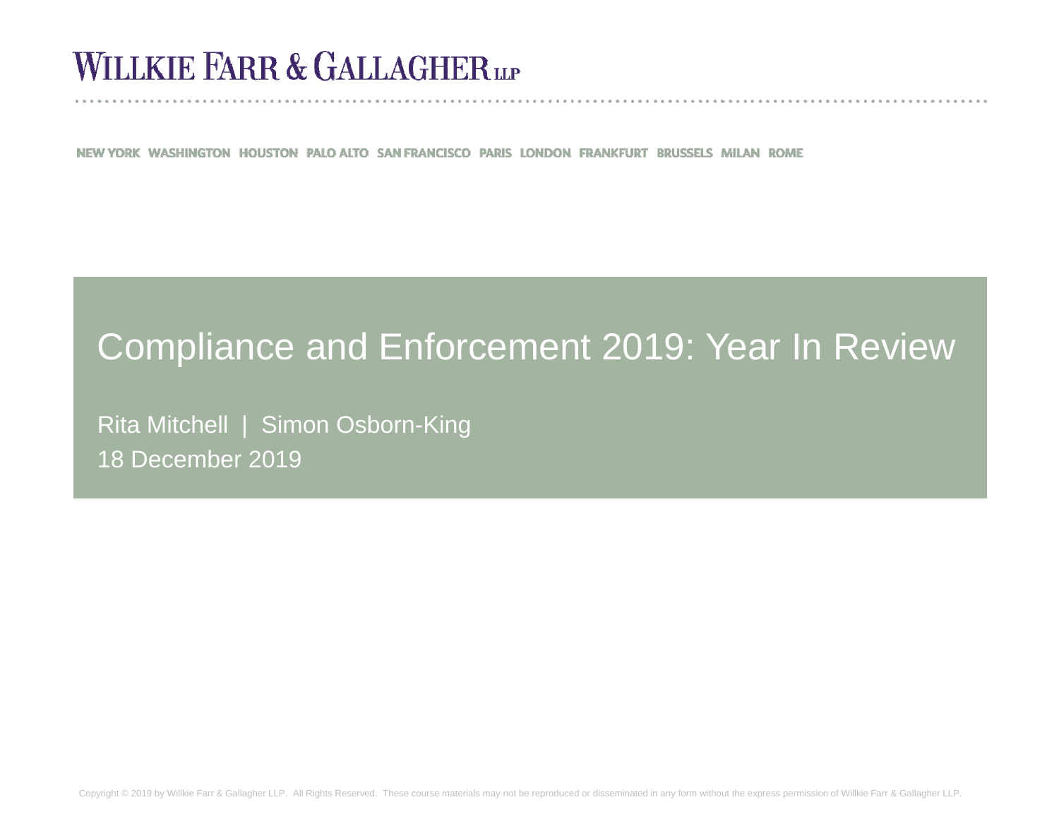WILLKIE FARR & GALLAGHER LLP

NEW YORK WASHINGTON HOUSTON PALO ALTO SAN FRANCISCO PARIS LONDON FRANKFURT BRUSSELS MILAN ROME

# Compliance and Enforcement 2019: Year In Review

Rita Mitchell | Simon Osborn-King

18 December 2019

Copyright © 2019 by Willkie Farr & Gallagher LLP. All Rights Reserved. These course materials may not be reproduced or disseminated in any form without the express permission of Willkie Farr & Gallagher LLP.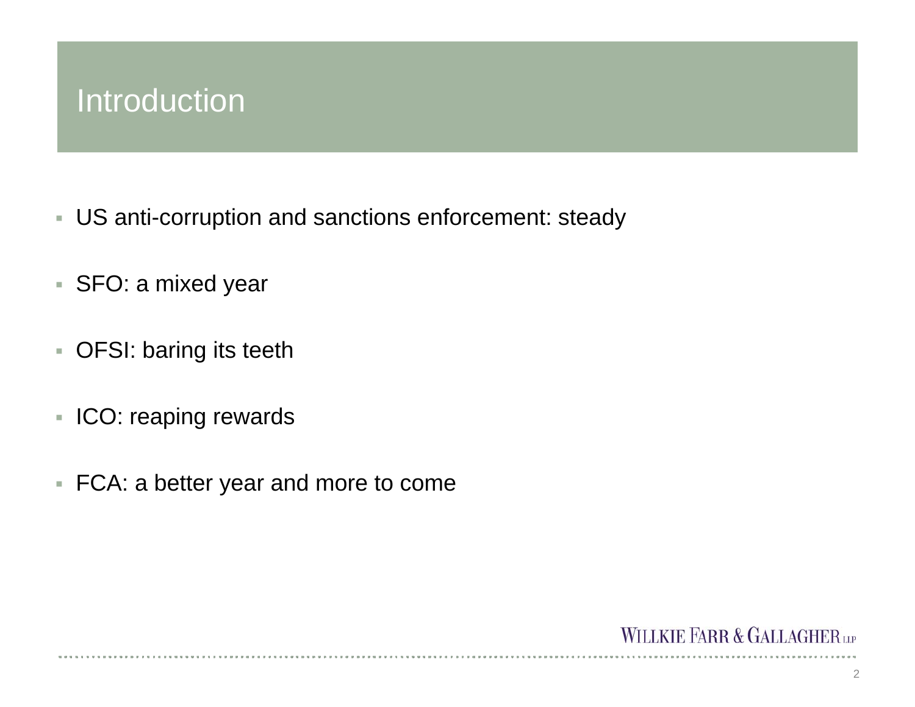# Introduction

- US anti-corruption and sanctions enforcement: steady
- SFO: a mixed year
- OFSI: baring its teeth
- ICO: reaping rewards
- FCA: a better year and more to come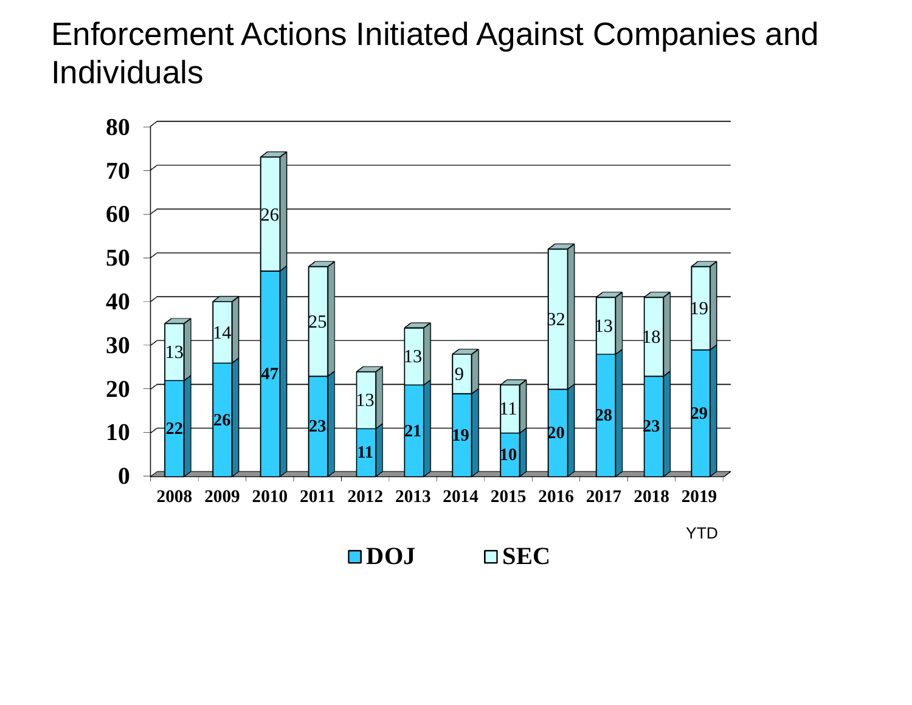# Enforcement Actions Initiated Against Companies and Individuals

| Year | DOJ | SEC |
|---|---|---|
| 2008 | 22 | 13 |
| 2009 | 26 | 14 |
| 2010 | 47 | 26 |
| 2011 | 23 | 25 |
| 2012 | 11 | 13 |
| 2013 | 21 | 13 |
| 2014 | 19 | 9 |
| 2015 | 10 | 11 |
| 2016 | 20 | 32 |
| 2017 | 28 | 13 |
| 2018 | 23 | 18 |
| 2019 YTD | 29 | 19 |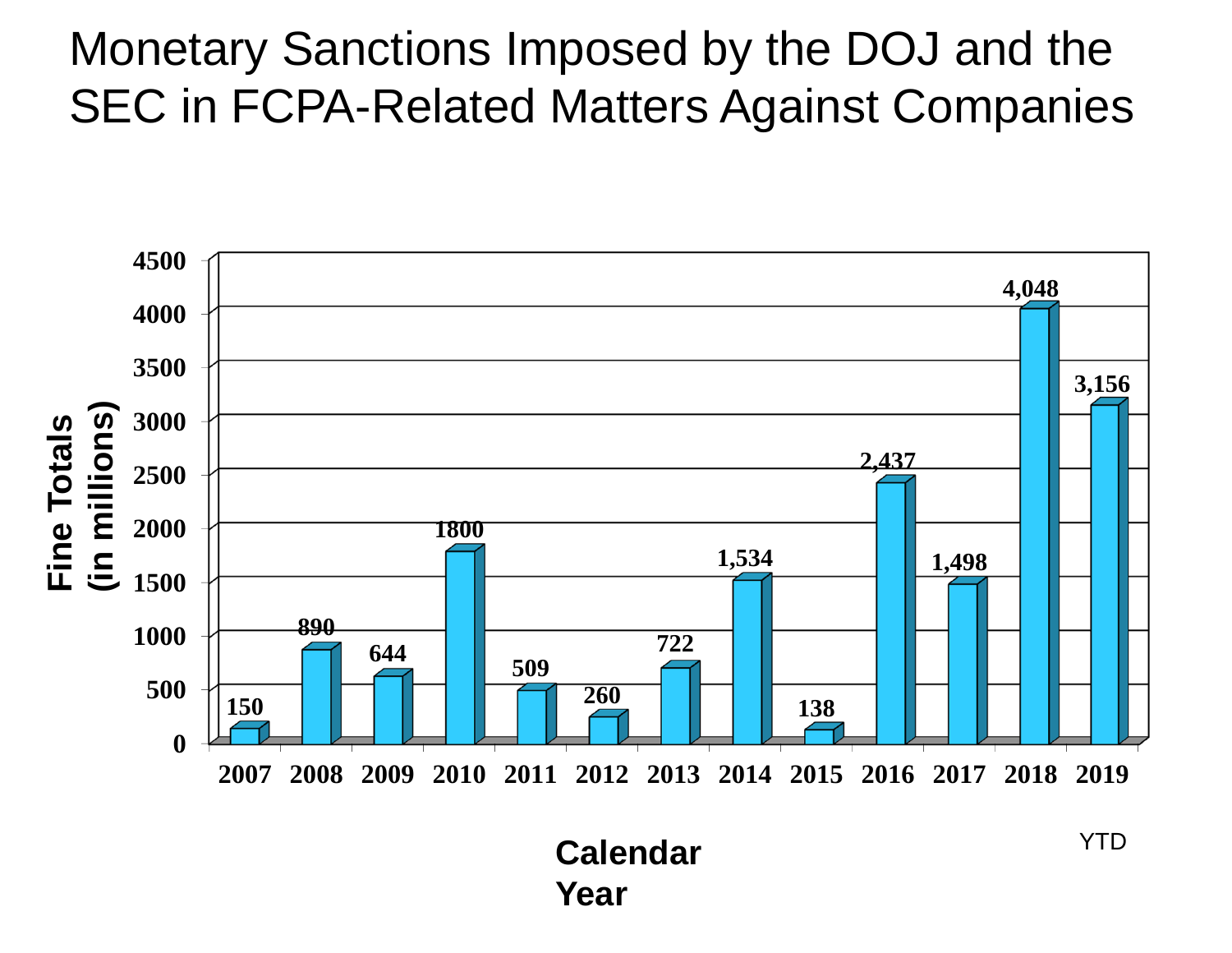# Monetary Sanctions Imposed by the DOJ and the SEC in FCPA-Related Matters Against Companies

| Calendar Year | Fine Totals (in millions) |
|---|---|
| 2007 | 150 |
| 2008 | 890 |
| 2009 | 644 |
| 2010 | 1800 |
| 2011 | 509 |
| 2012 | 260 |
| 2013 | 722 |
| 2014 | 1,534 |
| 2015 | 138 |
| 2016 | 2,437 |
| 2017 | 1,498 |
| 2018 | 4,048 |
| 2019 YTD | 3,156 |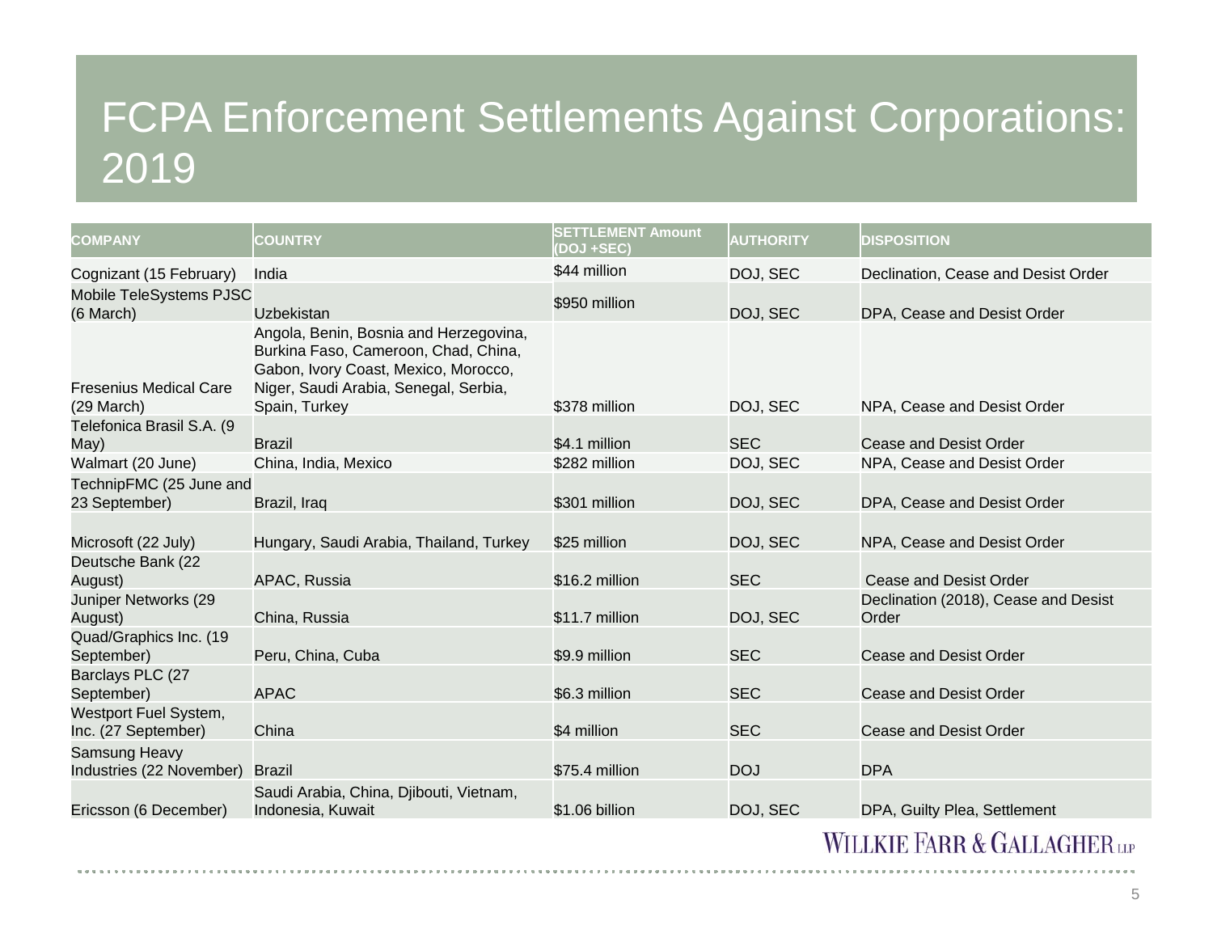# FCPA Enforcement Settlements Against Corporations: 2019

| COMPANY | COUNTRY | SETTLEMENT Amount (DOJ +SEC) | AUTHORITY | DISPOSITION |
|---|---|---|---|---|
| Cognizant (15 February) | India | $44 million | DOJ, SEC | Declination, Cease and Desist Order |
| Mobile TeleSystems PJSC (6 March) | Uzbekistan | $950 million | DOJ, SEC | DPA, Cease and Desist Order |
| Fresenius Medical Care (29 March) | Angola, Benin, Bosnia and Herzegovina, Burkina Faso, Cameroon, Chad, China, Gabon, Ivory Coast, Mexico, Morocco, Niger, Saudi Arabia, Senegal, Serbia, Spain, Turkey | $378 million | DOJ, SEC | NPA, Cease and Desist Order |
| Telefonica Brasil S.A. (9 May) | Brazil | $4.1 million | SEC | Cease and Desist Order |
| Walmart (20 June) | China, India, Mexico | $282 million | DOJ, SEC | NPA, Cease and Desist Order |
| TechnipFMC (25 June and 23 September) | Brazil, Iraq | $301 million | DOJ, SEC | DPA, Cease and Desist Order |
| Microsoft (22 July) | Hungary, Saudi Arabia, Thailand, Turkey | $25 million | DOJ, SEC | NPA, Cease and Desist Order |
| Deutsche Bank (22 August) | APAC, Russia | $16.2 million | SEC | Cease and Desist Order |
| Juniper Networks (29 August) | China, Russia | $11.7 million | DOJ, SEC | Declination (2018), Cease and Desist Order |
| Quad/Graphics Inc. (19 September) | Peru, China, Cuba | $9.9 million | SEC | Cease and Desist Order |
| Barclays PLC (27 September) | APAC | $6.3 million | SEC | Cease and Desist Order |
| Westport Fuel System, Inc. (27 September) | China | $4 million | SEC | Cease and Desist Order |
| Samsung Heavy Industries (22 November) | Brazil | $75.4 million | DOJ | DPA |
| Ericsson (6 December) | Saudi Arabia, China, Djibouti, Vietnam, Indonesia, Kuwait | $1.06 billion | DOJ, SEC | DPA, Guilty Plea, Settlement |

WILLKIE FARR & GALLAGHER LLP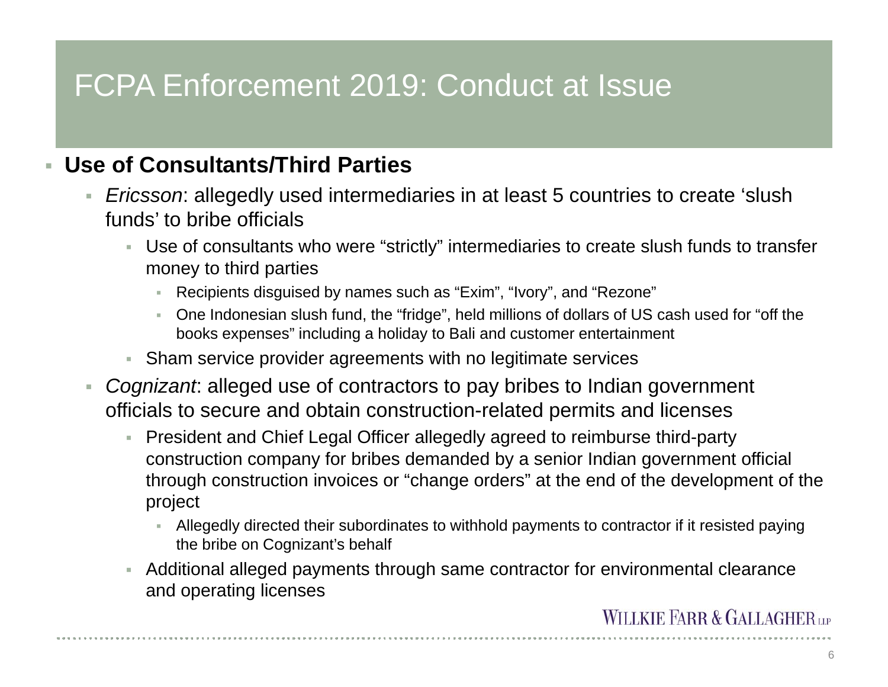# FCPA Enforcement 2019: Conduct at Issue

- **Use of Consultants/Third Parties**
  - *Ericsson*: allegedly used intermediaries in at least 5 countries to create ‘slush funds’ to bribe officials
    - Use of consultants who were “strictly” intermediaries to create slush funds to transfer money to third parties
      - Recipients disguised by names such as “Exim”, “Ivory”, and “Rezone”
      - One Indonesian slush fund, the “fridge”, held millions of dollars of US cash used for “off the books expenses” including a holiday to Bali and customer entertainment
    - Sham service provider agreements with no legitimate services
  - *Cognizant*: alleged use of contractors to pay bribes to Indian government officials to secure and obtain construction-related permits and licenses
    - President and Chief Legal Officer allegedly agreed to reimburse third-party construction company for bribes demanded by a senior Indian government official through construction invoices or “change orders” at the end of the development of the project
      - Allegedly directed their subordinates to withhold payments to contractor if it resisted paying the bribe on Cognizant’s behalf
    - Additional alleged payments through same contractor for environmental clearance and operating licenses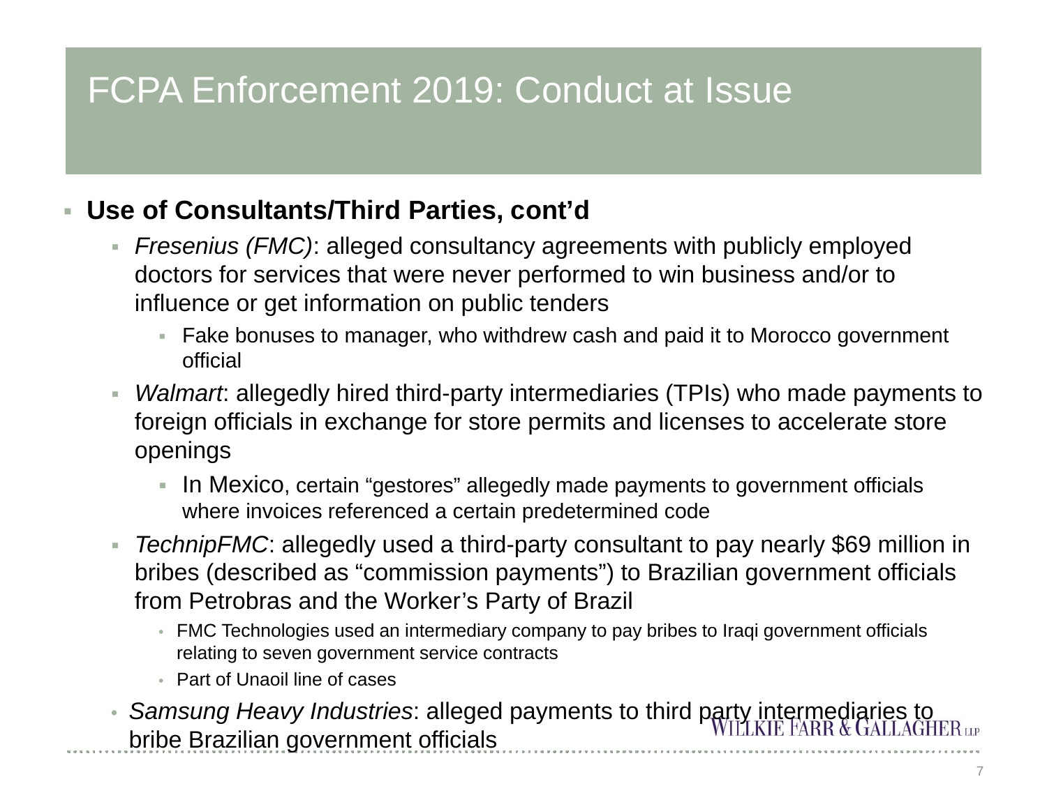# FCPA Enforcement 2019: Conduct at Issue

- **Use of Consultants/Third Parties, cont'd**
  - *Fresenius (FMC)*: alleged consultancy agreements with publicly employed doctors for services that were never performed to win business and/or to influence or get information on public tenders
    - Fake bonuses to manager, who withdrew cash and paid it to Morocco government official
  - *Walmart*: allegedly hired third-party intermediaries (TPIs) who made payments to foreign officials in exchange for store permits and licenses to accelerate store openings
    - In Mexico, certain "gestores" allegedly made payments to government officials where invoices referenced a certain predetermined code
  - *TechnipFMC*: allegedly used a third-party consultant to pay nearly $69 million in bribes (described as "commission payments") to Brazilian government officials from Petrobras and the Worker's Party of Brazil
    - FMC Technologies used an intermediary company to pay bribes to Iraqi government officials relating to seven government service contracts
    - Part of Unaoil line of cases
  - *Samsung Heavy Industries*: alleged payments to third party intermediaries to bribe Brazilian government officials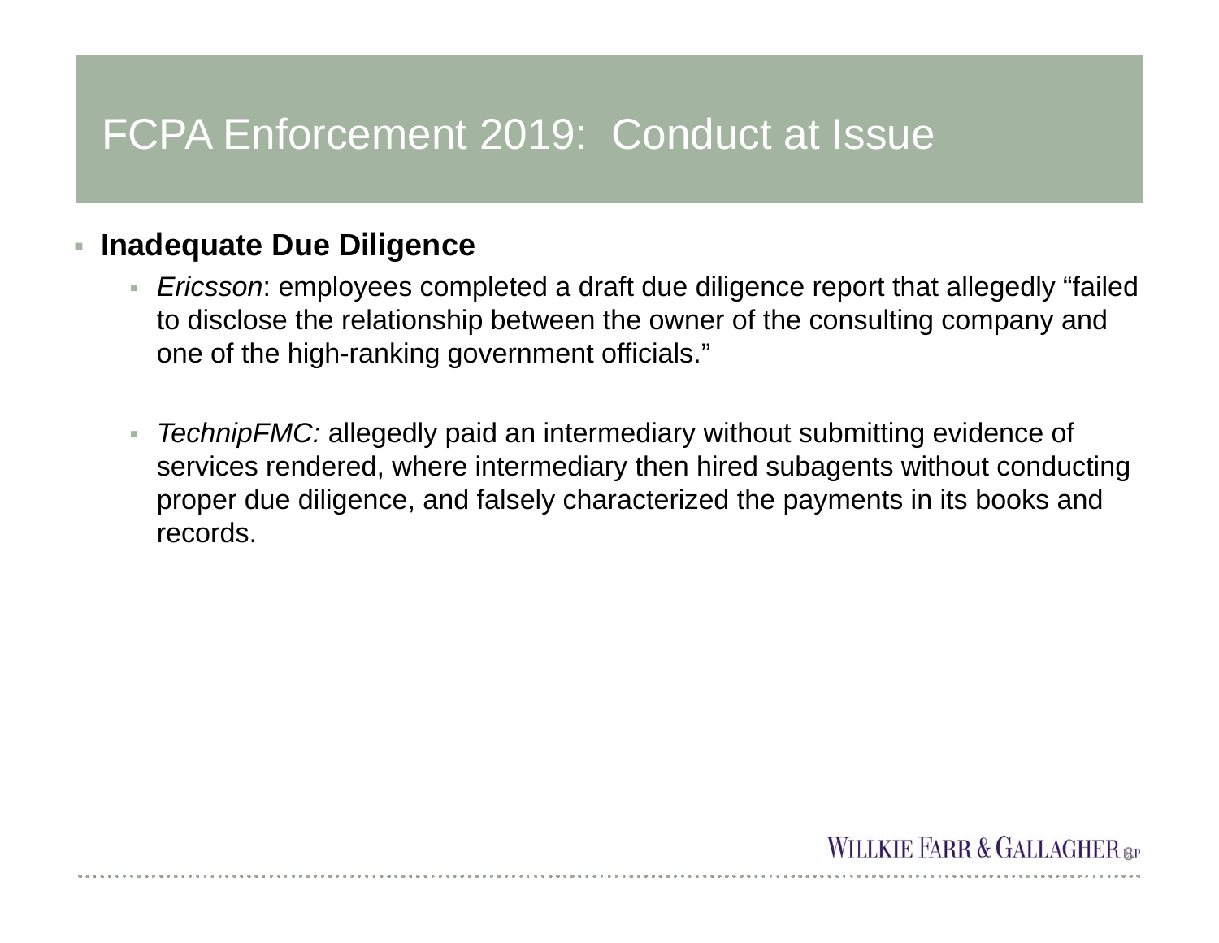# FCPA Enforcement 2019: Conduct at Issue

- **Inadequate Due Diligence**
  - *Ericsson*: employees completed a draft due diligence report that allegedly "failed to disclose the relationship between the owner of the consulting company and one of the high-ranking government officials."
  - *TechnipFMC:* allegedly paid an intermediary without submitting evidence of services rendered, where intermediary then hired subagents without conducting proper due diligence, and falsely characterized the payments in its books and records.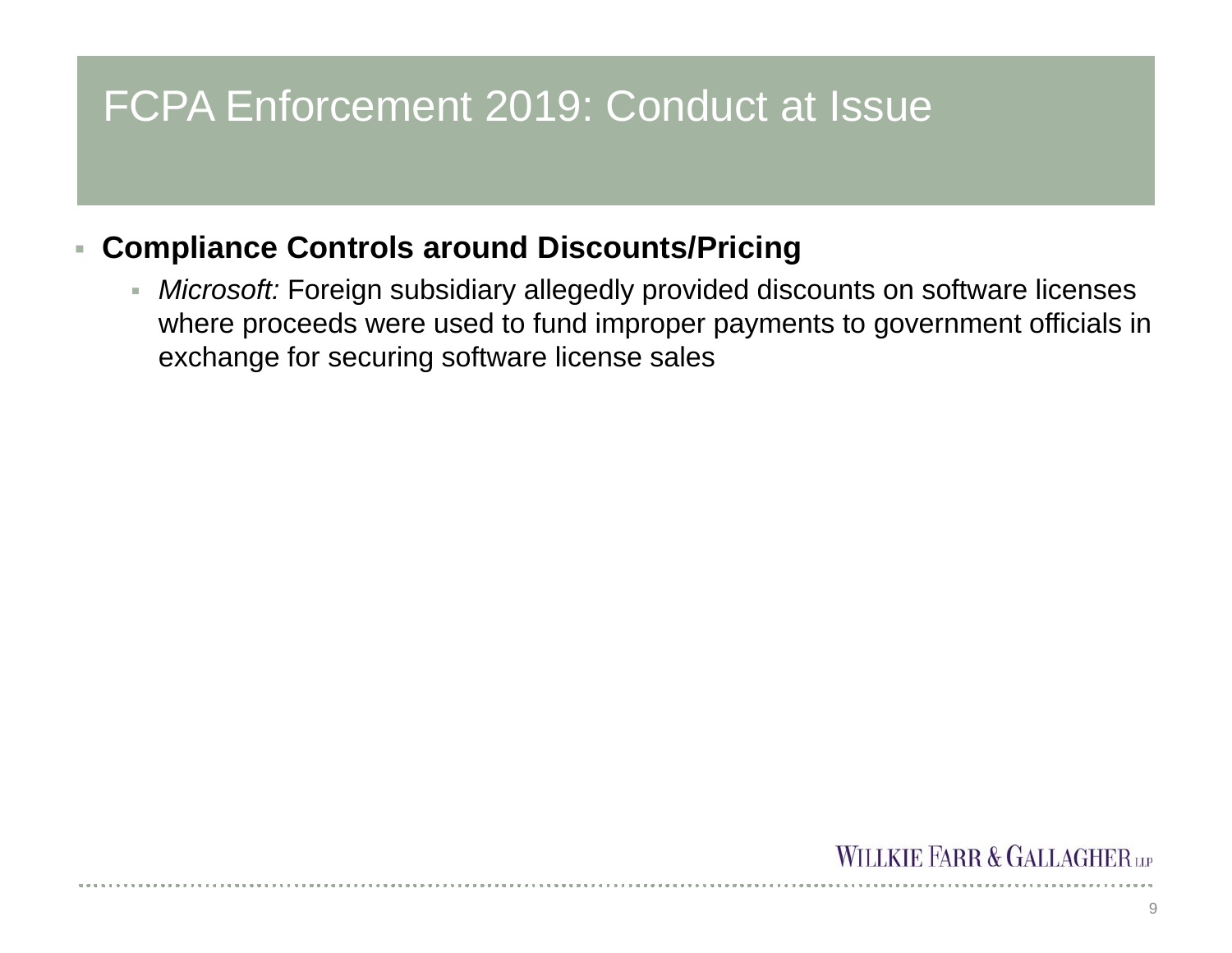# FCPA Enforcement 2019: Conduct at Issue

- **Compliance Controls around Discounts/Pricing**
  - *Microsoft:* Foreign subsidiary allegedly provided discounts on software licenses where proceeds were used to fund improper payments to government officials in exchange for securing software license sales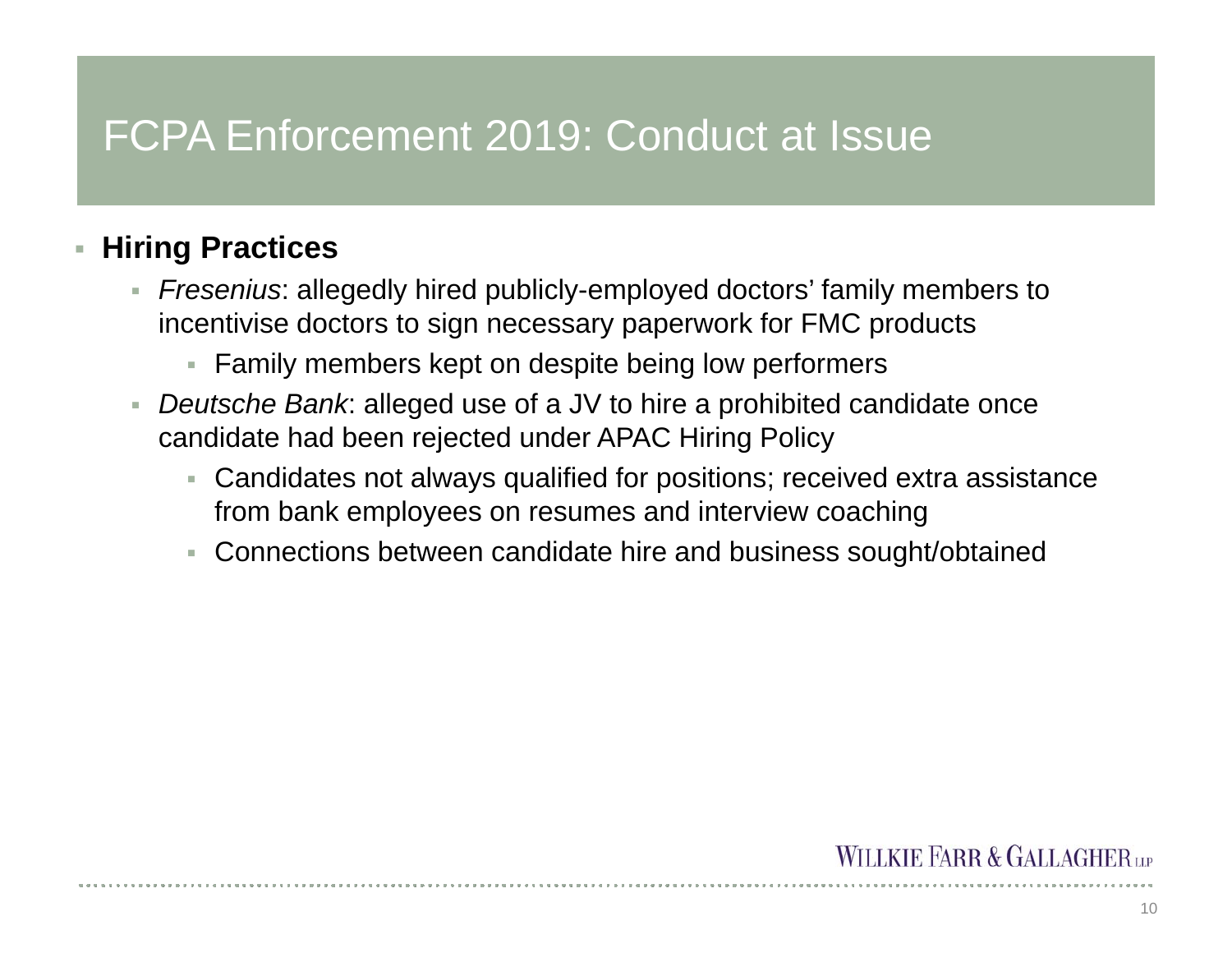# FCPA Enforcement 2019: Conduct at Issue

- **Hiring Practices**
  - *Fresenius*: allegedly hired publicly-employed doctors' family members to incentivise doctors to sign necessary paperwork for FMC products
    - Family members kept on despite being low performers
  - *Deutsche Bank*: alleged use of a JV to hire a prohibited candidate once candidate had been rejected under APAC Hiring Policy
    - Candidates not always qualified for positions; received extra assistance from bank employees on resumes and interview coaching
    - Connections between candidate hire and business sought/obtained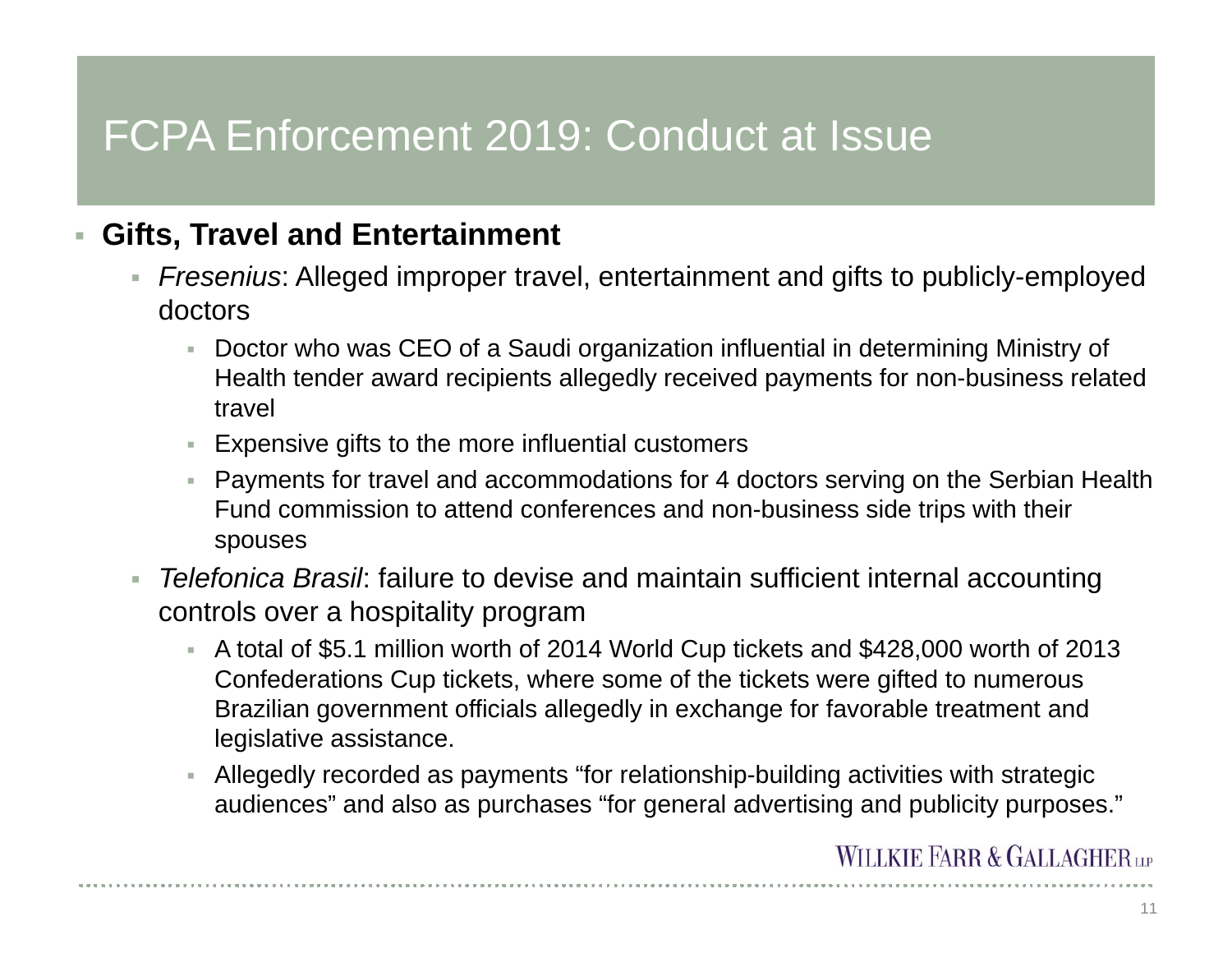# FCPA Enforcement 2019: Conduct at Issue

- **Gifts, Travel and Entertainment**
  - *Fresenius*: Alleged improper travel, entertainment and gifts to publicly-employed doctors
    - Doctor who was CEO of a Saudi organization influential in determining Ministry of Health tender award recipients allegedly received payments for non-business related travel
    - Expensive gifts to the more influential customers
    - Payments for travel and accommodations for 4 doctors serving on the Serbian Health Fund commission to attend conferences and non-business side trips with their spouses
  - *Telefonica Brasil*: failure to devise and maintain sufficient internal accounting controls over a hospitality program
    - A total of $5.1 million worth of 2014 World Cup tickets and $428,000 worth of 2013 Confederations Cup tickets, where some of the tickets were gifted to numerous Brazilian government officials allegedly in exchange for favorable treatment and legislative assistance.
    - Allegedly recorded as payments "for relationship-building activities with strategic audiences" and also as purchases "for general advertising and publicity purposes."

WILLKIE FARR & GALLAGHER LLP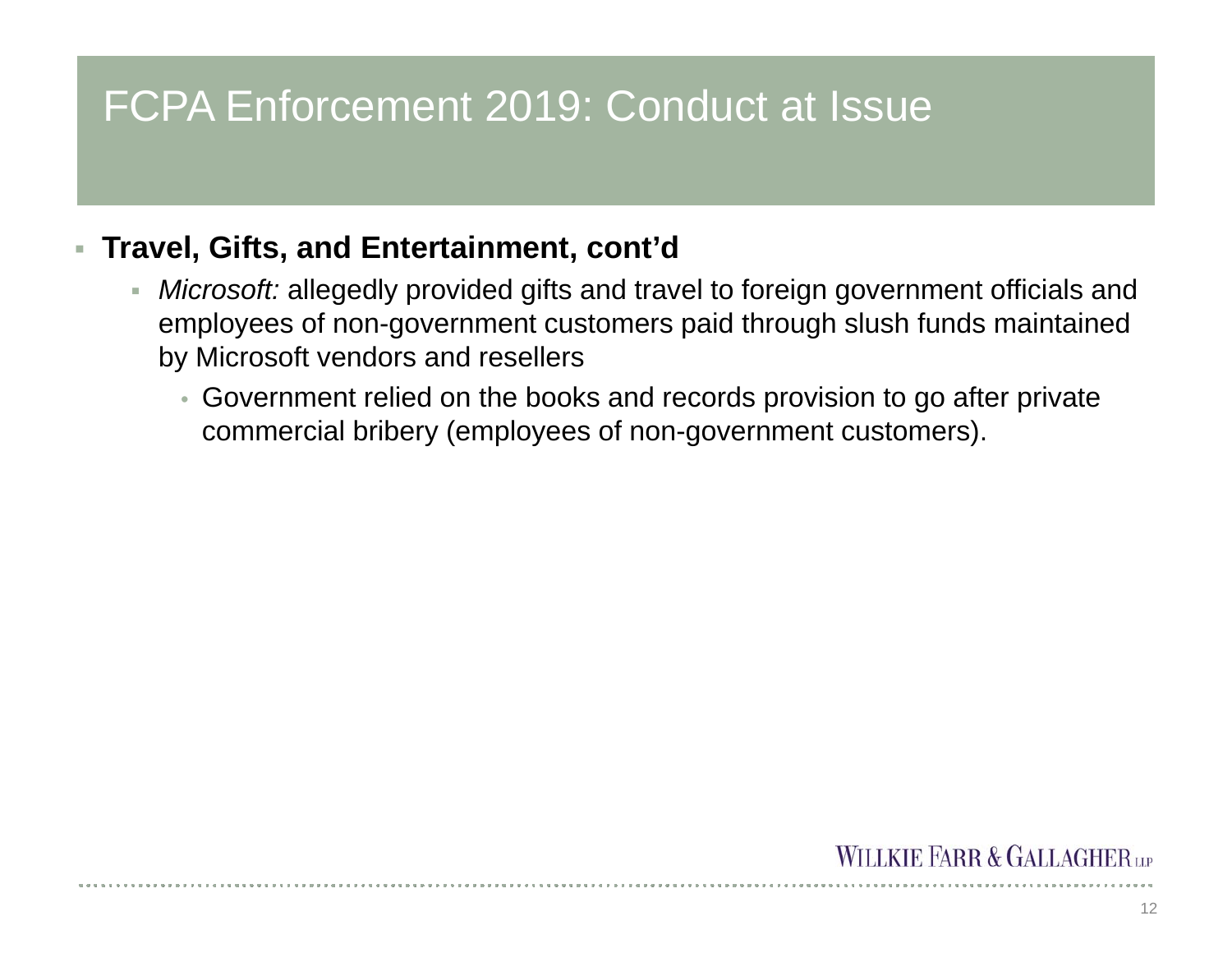# FCPA Enforcement 2019: Conduct at Issue

- **Travel, Gifts, and Entertainment, cont'd**
  - *Microsoft:* allegedly provided gifts and travel to foreign government officials and employees of non-government customers paid through slush funds maintained by Microsoft vendors and resellers
    - Government relied on the books and records provision to go after private commercial bribery (employees of non-government customers).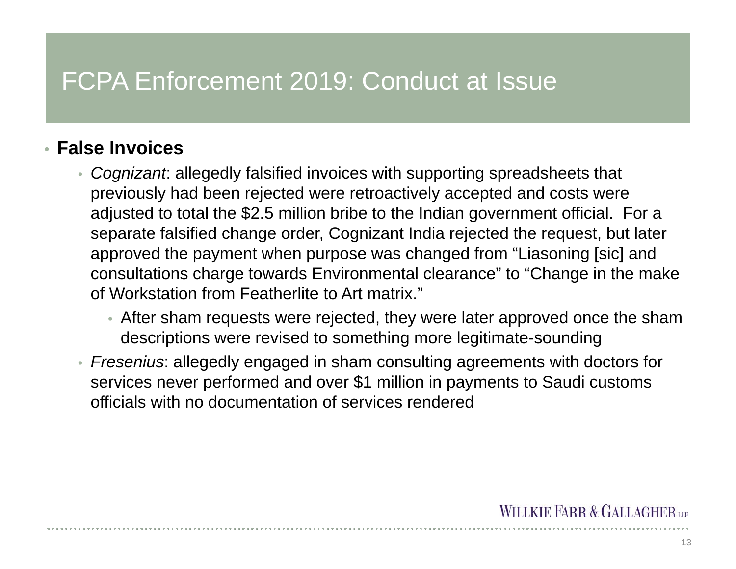# FCPA Enforcement 2019: Conduct at Issue

- **False Invoices**
  - *Cognizant*: allegedly falsified invoices with supporting spreadsheets that previously had been rejected were retroactively accepted and costs were adjusted to total the $2.5 million bribe to the Indian government official. For a separate falsified change order, Cognizant India rejected the request, but later approved the payment when purpose was changed from "Liasoning [sic] and consultations charge towards Environmental clearance" to "Change in the make of Workstation from Featherlite to Art matrix."
    - After sham requests were rejected, they were later approved once the sham descriptions were revised to something more legitimate-sounding
  - *Fresenius*: allegedly engaged in sham consulting agreements with doctors for services never performed and over $1 million in payments to Saudi customs officials with no documentation of services rendered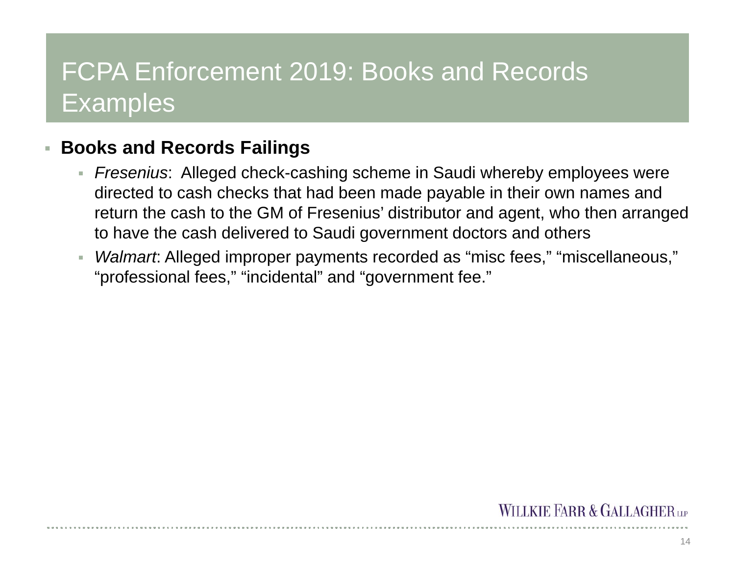# FCPA Enforcement 2019: Books and Records Examples

- **Books and Records Failings**
  - *Fresenius*:  Alleged check-cashing scheme in Saudi whereby employees were directed to cash checks that had been made payable in their own names and return the cash to the GM of Fresenius' distributor and agent, who then arranged to have the cash delivered to Saudi government doctors and others
  - *Walmart*: Alleged improper payments recorded as "misc fees," "miscellaneous," "professional fees," "incidental" and "government fee."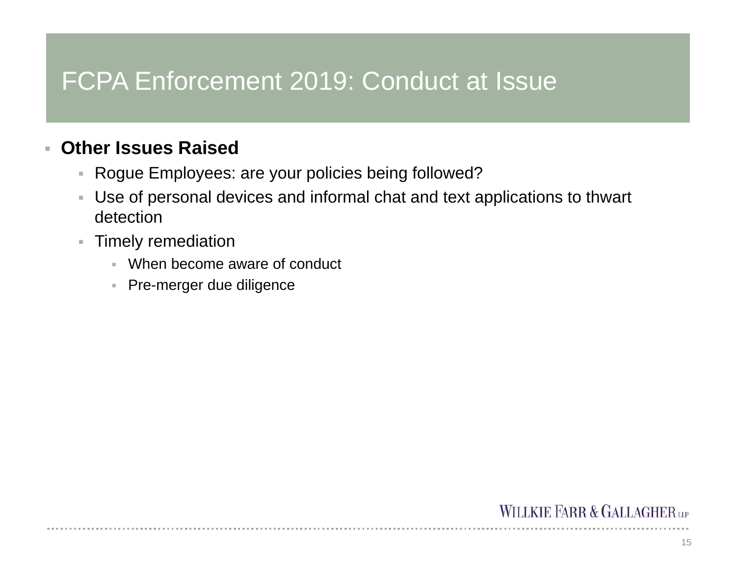# FCPA Enforcement 2019: Conduct at Issue

- **Other Issues Raised**
  - Rogue Employees: are your policies being followed?
  - Use of personal devices and informal chat and text applications to thwart detection
  - Timely remediation
    - When become aware of conduct
    - Pre-merger due diligence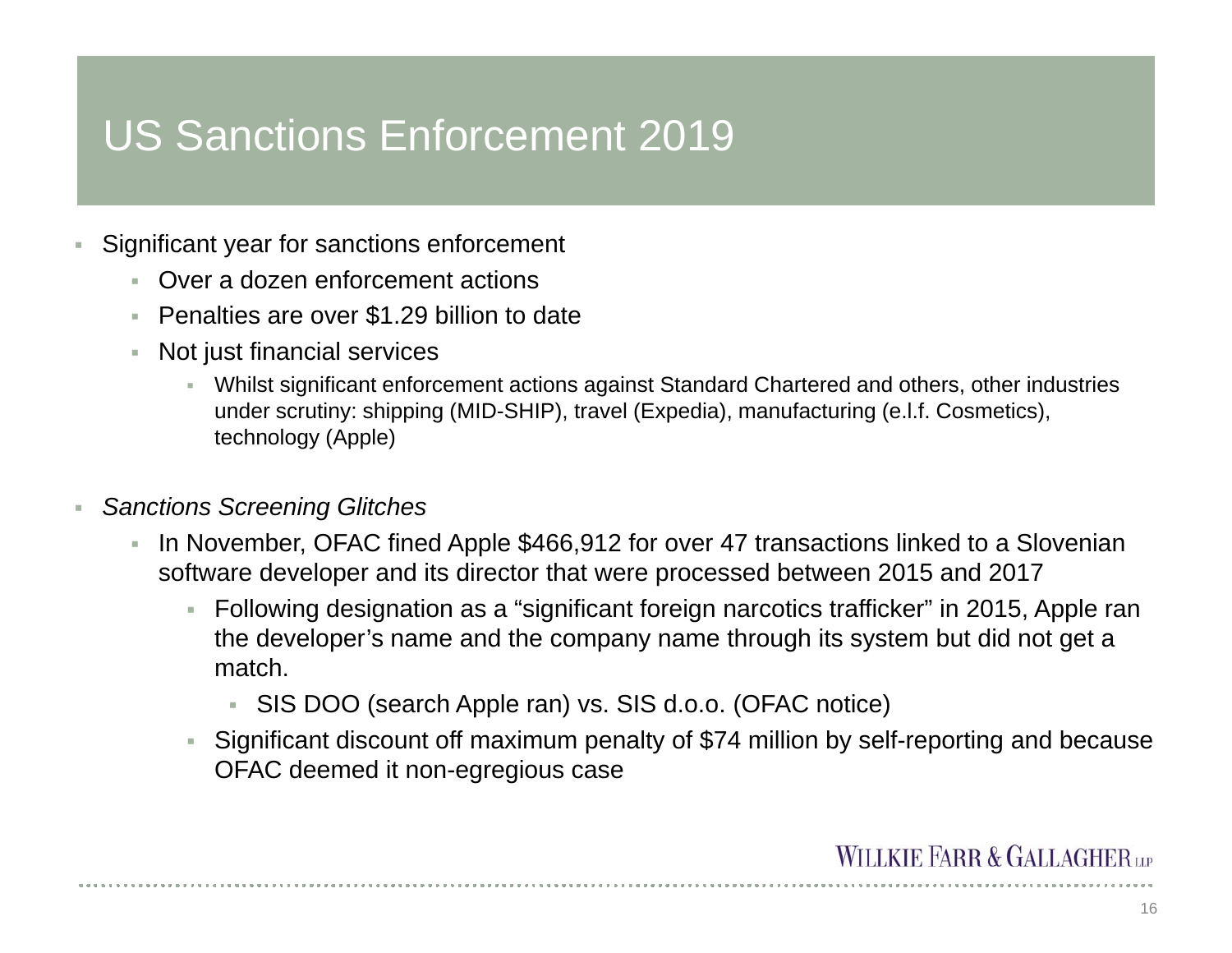# US Sanctions Enforcement 2019

- Significant year for sanctions enforcement
  - Over a dozen enforcement actions
  - Penalties are over $1.29 billion to date
  - Not just financial services
    - Whilst significant enforcement actions against Standard Chartered and others, other industries under scrutiny: shipping (MID-SHIP), travel (Expedia), manufacturing (e.l.f. Cosmetics), technology (Apple)

- *Sanctions Screening Glitches*
  - In November, OFAC fined Apple $466,912 for over 47 transactions linked to a Slovenian software developer and its director that were processed between 2015 and 2017
    - Following designation as a "significant foreign narcotics trafficker" in 2015, Apple ran the developer's name and the company name through its system but did not get a match.
      - SIS DOO (search Apple ran) vs. SIS d.o.o. (OFAC notice)
    - Significant discount off maximum penalty of $74 million by self-reporting and because OFAC deemed it non-egregious case

WILLKIE FARR & GALLAGHER LLP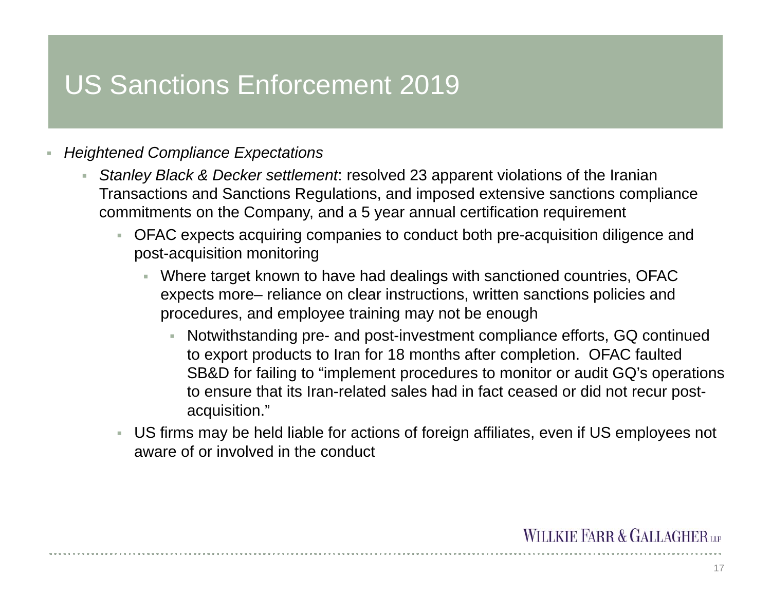# US Sanctions Enforcement 2019

- *Heightened Compliance Expectations*
  - *Stanley Black & Decker settlement*: resolved 23 apparent violations of the Iranian Transactions and Sanctions Regulations, and imposed extensive sanctions compliance commitments on the Company, and a 5 year annual certification requirement
    - OFAC expects acquiring companies to conduct both pre-acquisition diligence and post-acquisition monitoring
      - Where target known to have had dealings with sanctioned countries, OFAC expects more– reliance on clear instructions, written sanctions policies and procedures, and employee training may not be enough
        - Notwithstanding pre- and post-investment compliance efforts, GQ continued to export products to Iran for 18 months after completion. OFAC faulted SB&D for failing to "implement procedures to monitor or audit GQ's operations to ensure that its Iran-related sales had in fact ceased or did not recur post-acquisition."
    - US firms may be held liable for actions of foreign affiliates, even if US employees not aware of or involved in the conduct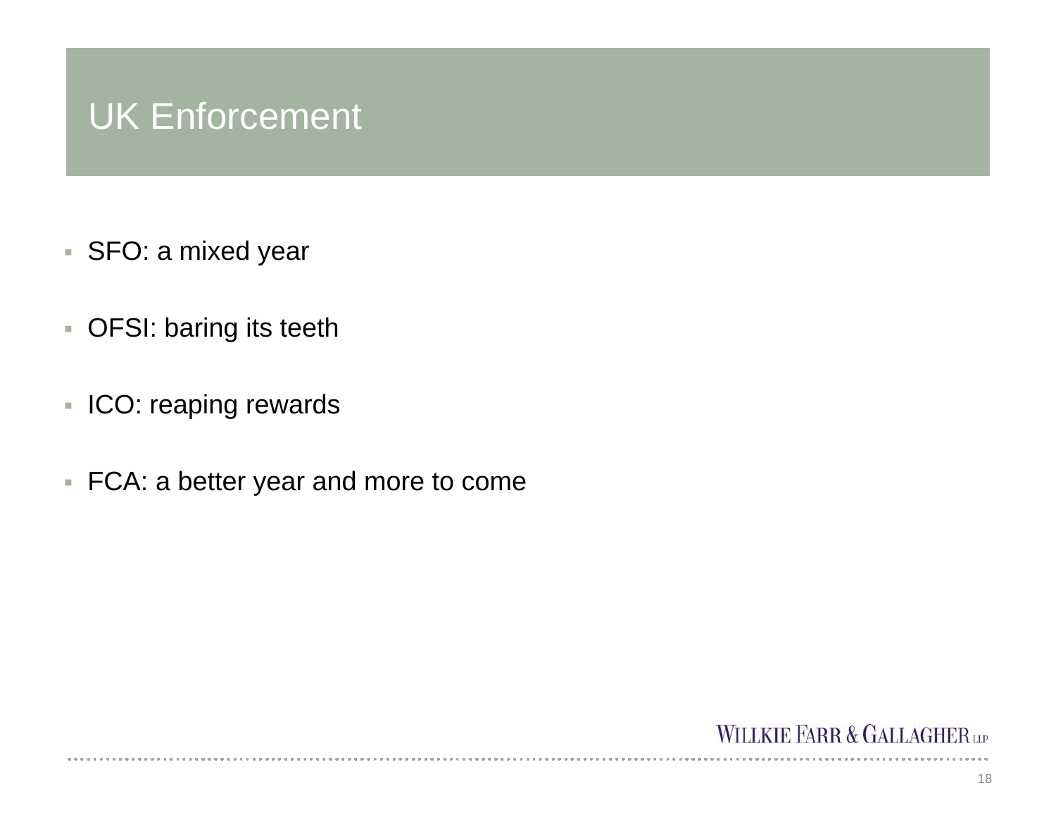# UK Enforcement

- SFO: a mixed year
- OFSI: baring its teeth
- ICO: reaping rewards
- FCA: a better year and more to come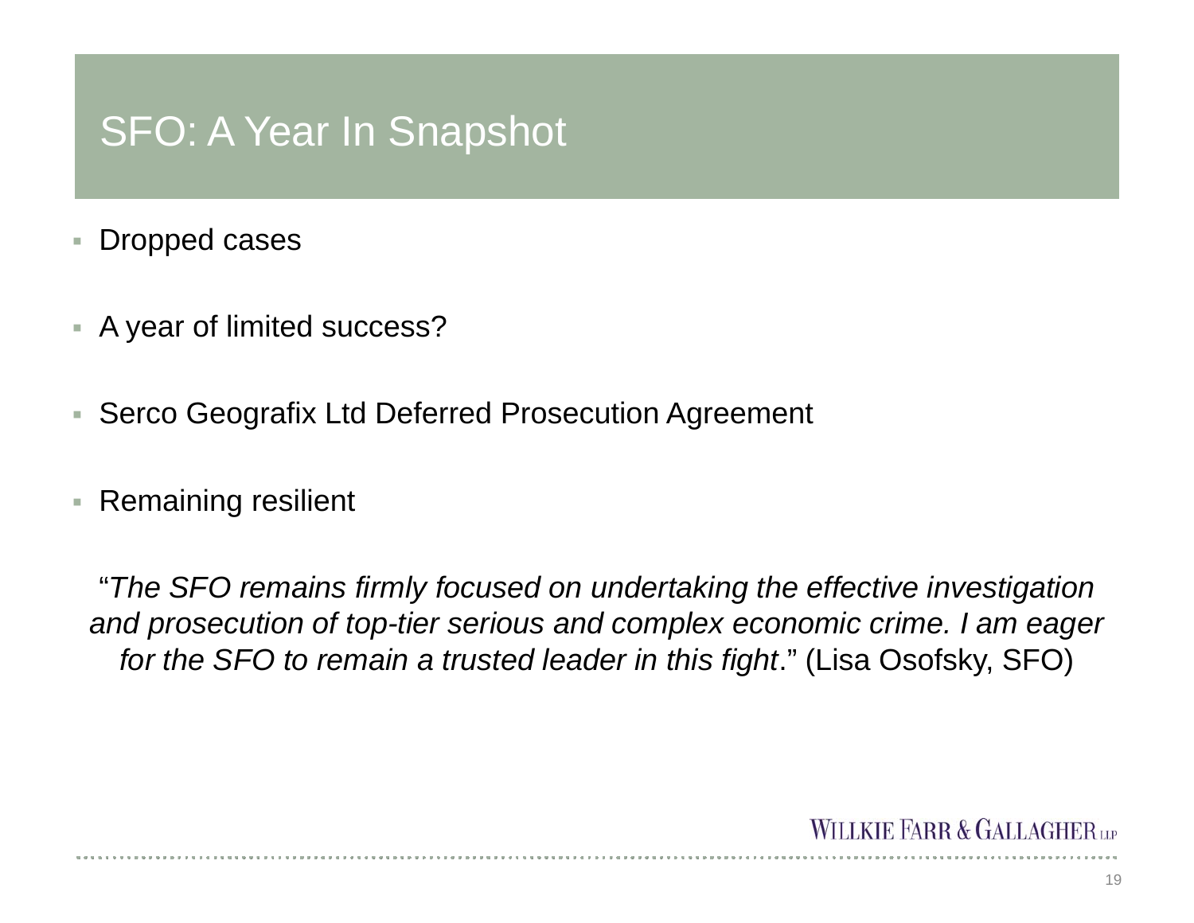# SFO: A Year In Snapshot

- Dropped cases
- A year of limited success?
- Serco Geografix Ltd Deferred Prosecution Agreement
- Remaining resilient

"*The SFO remains firmly focused on undertaking the effective investigation and prosecution of top-tier serious and complex economic crime. I am eager for the SFO to remain a trusted leader in this fight*." (Lisa Osofsky, SFO)

WILLKIE FARR & GALLAGHER LLP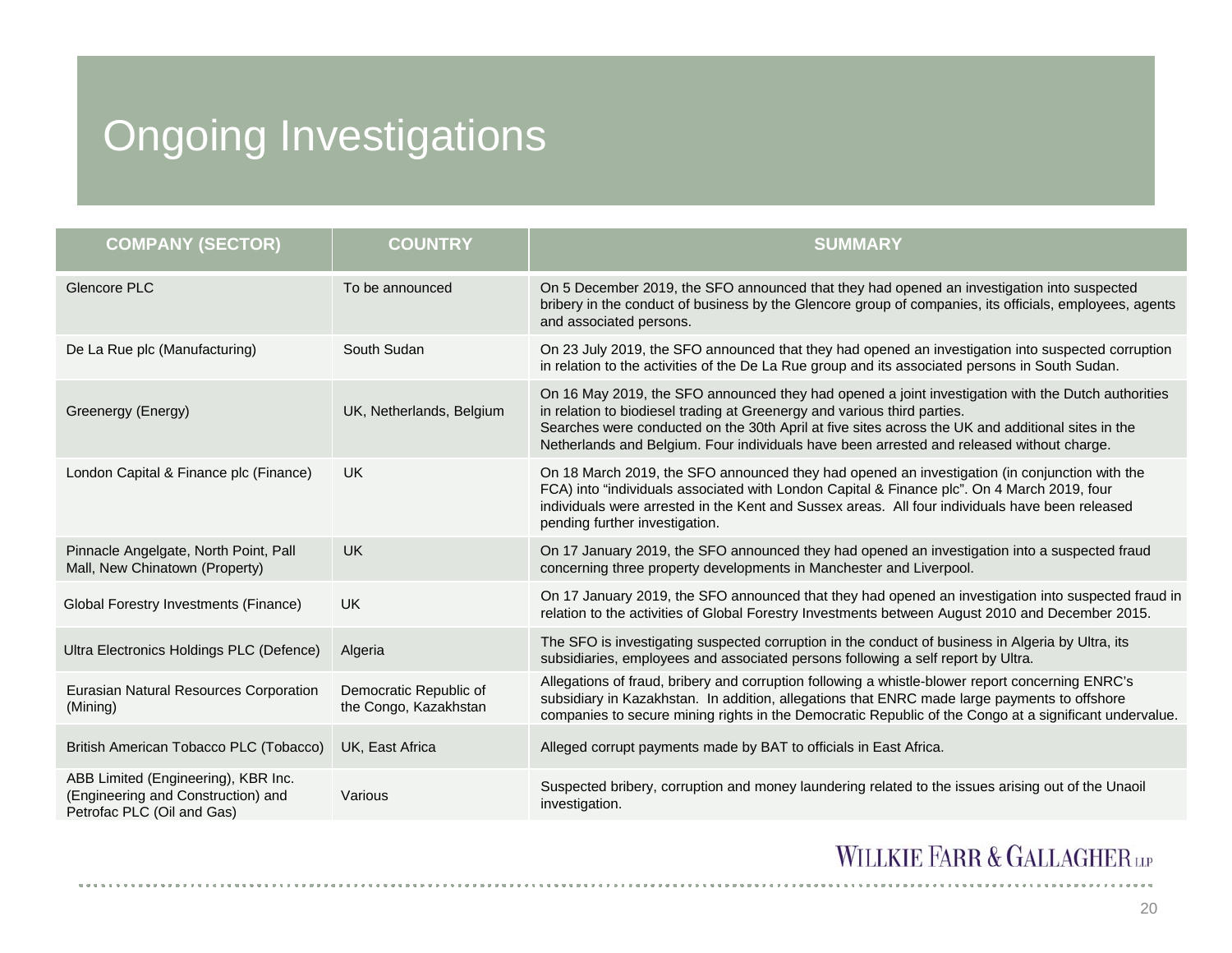# Ongoing Investigations

| COMPANY (SECTOR) | COUNTRY | SUMMARY |
|---|---|---|
| Glencore PLC | To be announced | On 5 December 2019, the SFO announced that they had opened an investigation into suspected bribery in the conduct of business by the Glencore group of companies, its officials, employees, agents and associated persons. |
| De La Rue plc (Manufacturing) | South Sudan | On 23 July 2019, the SFO announced that they had opened an investigation into suspected corruption in relation to the activities of the De La Rue group and its associated persons in South Sudan. |
| Greenergy (Energy) | UK, Netherlands, Belgium | On 16 May 2019, the SFO announced they had opened a joint investigation with the Dutch authorities in relation to biodiesel trading at Greenergy and various third parties. Searches were conducted on the 30th April at five sites across the UK and additional sites in the Netherlands and Belgium. Four individuals have been arrested and released without charge. |
| London Capital & Finance plc (Finance) | UK | On 18 March 2019, the SFO announced they had opened an investigation (in conjunction with the FCA) into "individuals associated with London Capital & Finance plc". On 4 March 2019, four individuals were arrested in the Kent and Sussex areas. All four individuals have been released pending further investigation. |
| Pinnacle Angelgate, North Point, Pall Mall, New Chinatown (Property) | UK | On 17 January 2019, the SFO announced they had opened an investigation into a suspected fraud concerning three property developments in Manchester and Liverpool. |
| Global Forestry Investments (Finance) | UK | On 17 January 2019, the SFO announced that they had opened an investigation into suspected fraud in relation to the activities of Global Forestry Investments between August 2010 and December 2015. |
| Ultra Electronics Holdings PLC (Defence) | Algeria | The SFO is investigating suspected corruption in the conduct of business in Algeria by Ultra, its subsidiaries, employees and associated persons following a self report by Ultra. |
| Eurasian Natural Resources Corporation (Mining) | Democratic Republic of the Congo, Kazakhstan | Allegations of fraud, bribery and corruption following a whistle-blower report concerning ENRC's subsidiary in Kazakhstan. In addition, allegations that ENRC made large payments to offshore companies to secure mining rights in the Democratic Republic of the Congo at a significant undervalue. |
| British American Tobacco PLC (Tobacco) | UK, East Africa | Alleged corrupt payments made by BAT to officials in East Africa. |
| ABB Limited (Engineering), KBR Inc. (Engineering and Construction) and Petrofac PLC (Oil and Gas) | Various | Suspected bribery, corruption and money laundering related to the issues arising out of the Unaoil investigation. |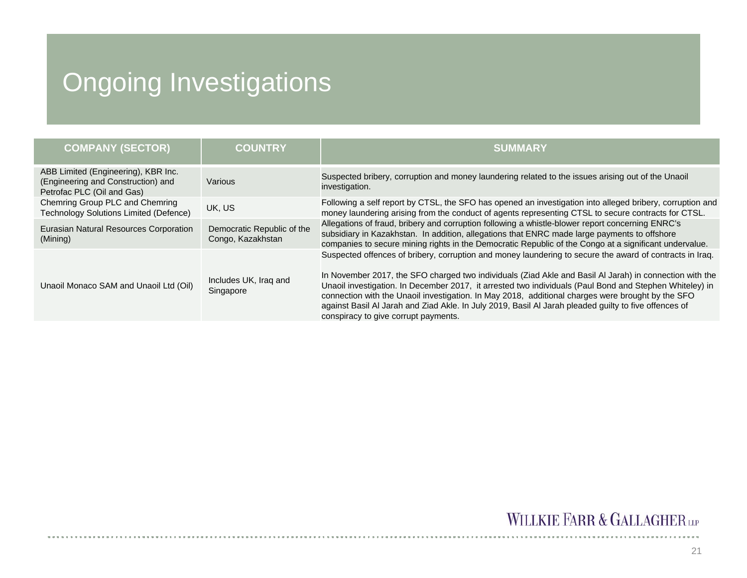# Ongoing Investigations

| COMPANY (SECTOR) | COUNTRY | SUMMARY |
|---|---|---|
| ABB Limited (Engineering), KBR Inc. (Engineering and Construction) and Petrofac PLC (Oil and Gas) | Various | Suspected bribery, corruption and money laundering related to the issues arising out of the Unaoil investigation. |
| Chemring Group PLC and Chemring Technology Solutions Limited (Defence) | UK, US | Following a self report by CTSL, the SFO has opened an investigation into alleged bribery, corruption and money laundering arising from the conduct of agents representing CTSL to secure contracts for CTSL. |
| Eurasian Natural Resources Corporation (Mining) | Democratic Republic of the Congo, Kazakhstan | Allegations of fraud, bribery and corruption following a whistle-blower report concerning ENRC's subsidiary in Kazakhstan. In addition, allegations that ENRC made large payments to offshore companies to secure mining rights in the Democratic Republic of the Congo at a significant undervalue. |
| Unaoil Monaco SAM and Unaoil Ltd (Oil) | Includes UK, Iraq and Singapore | Suspected offences of bribery, corruption and money laundering to secure the award of contracts in Iraq.<br><br>In November 2017, the SFO charged two individuals (Ziad Akle and Basil Al Jarah) in connection with the Unaoil investigation. In December 2017, it arrested two individuals (Paul Bond and Stephen Whiteley) in connection with the Unaoil investigation. In May 2018, additional charges were brought by the SFO against Basil Al Jarah and Ziad Akle. In July 2019, Basil Al Jarah pleaded guilty to five offences of conspiracy to give corrupt payments. |

WILLKIE FARR & GALLAGHER LLP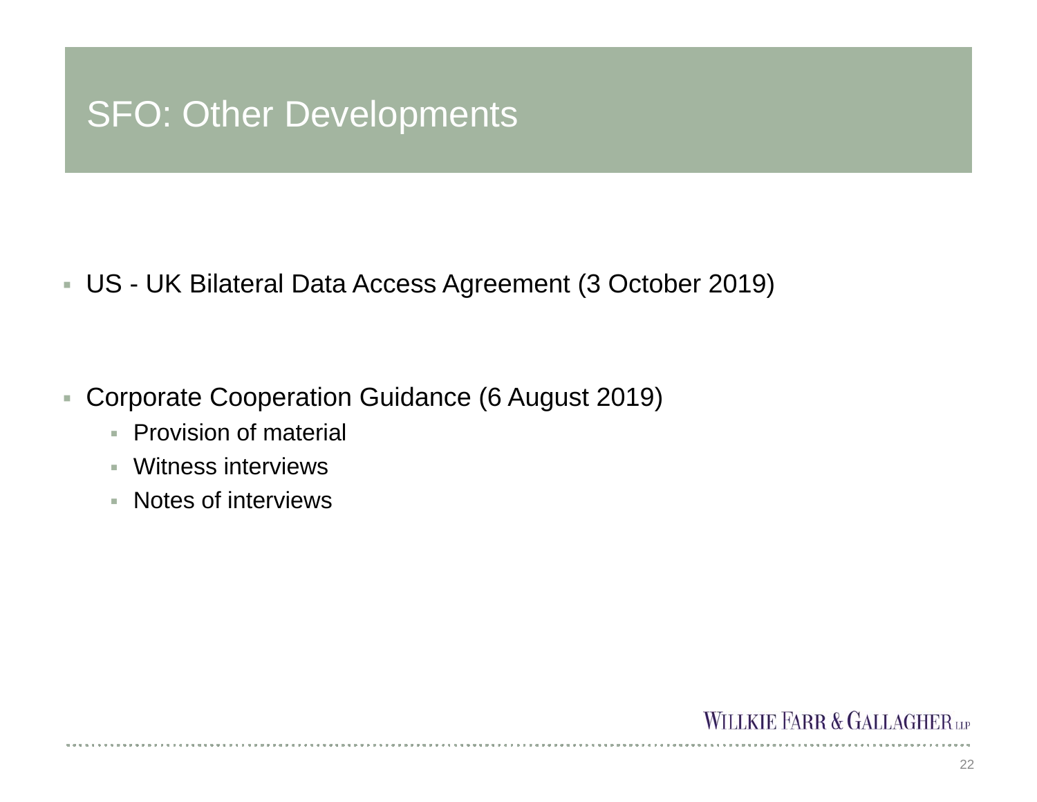# SFO: Other Developments

- US - UK Bilateral Data Access Agreement (3 October 2019)

- Corporate Cooperation Guidance (6 August 2019)
  - Provision of material
  - Witness interviews
  - Notes of interviews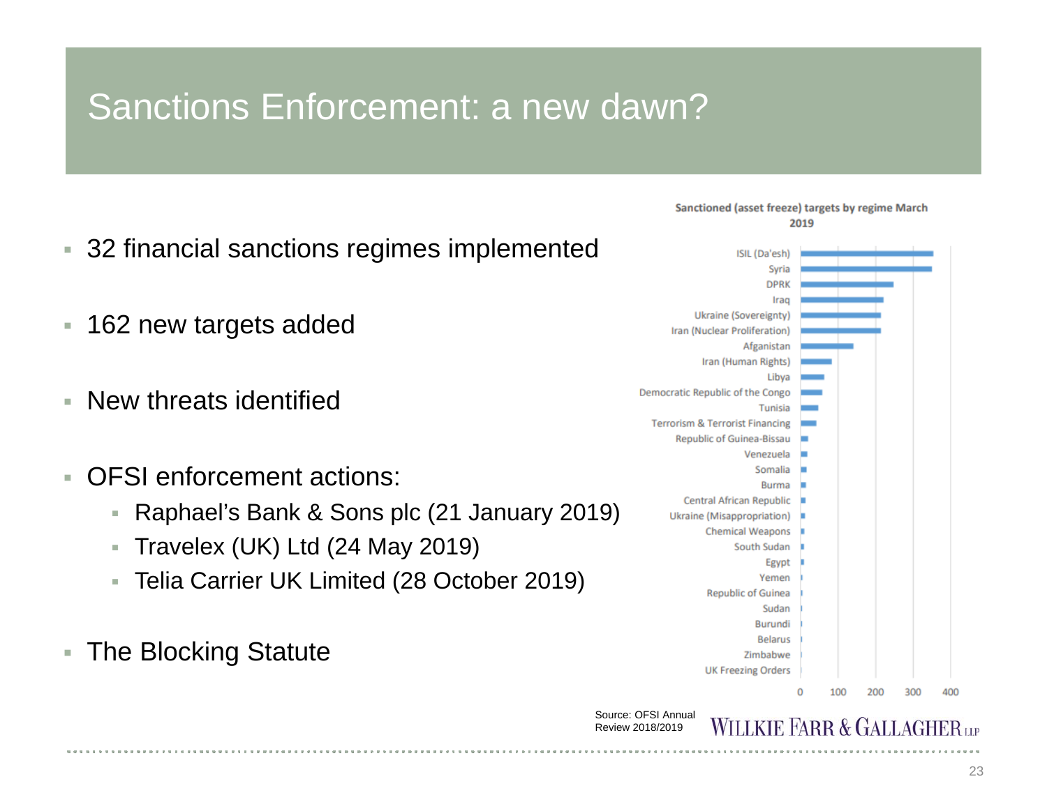# Sanctions Enforcement: a new dawn?

- 32 financial sanctions regimes implemented
- 162 new targets added
- New threats identified
- OFSI enforcement actions:
  - Raphael's Bank & Sons plc (21 January 2019)
  - Travelex (UK) Ltd (24 May 2019)
  - Telia Carrier UK Limited (28 October 2019)
- The Blocking Statute

**Sanctioned (asset freeze) targets by regime March 2019**

- ISIL (Da'esh)
- Syria
- DPRK
- Iraq
- Ukraine (Sovereignty)
- Iran (Nuclear Proliferation)
- Afganistan
- Iran (Human Rights)
- Libya
- Democratic Republic of the Congo
- Tunisia
- Terrorism & Terrorist Financing
- Republic of Guinea-Bissau
- Venezuela
- Somalia
- Burma
- Central African Republic
- Ukraine (Misappropriation)
- Chemical Weapons
- South Sudan
- Egypt
- Yemen
- Republic of Guinea
- Sudan
- Burundi
- Belarus
- Zimbabwe
- UK Freezing Orders

Axis: 0, 100, 200, 300, 400

Source: OFSI Annual Review 2018/2019

WILLKIE FARR & GALLAGHER LLP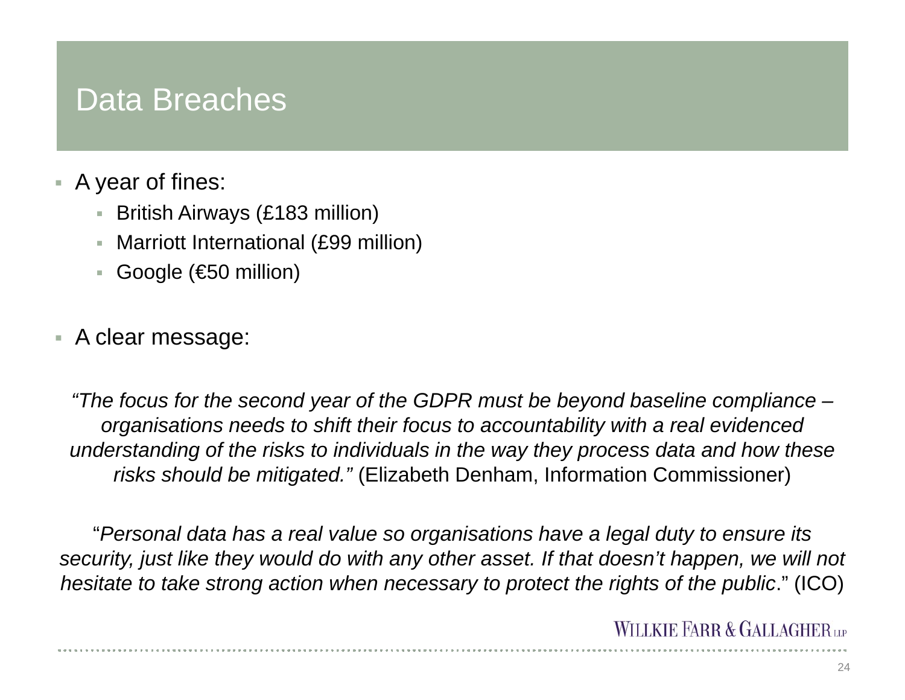# Data Breaches

- A year of fines:
  - British Airways (£183 million)
  - Marriott International (£99 million)
  - Google (€50 million)

- A clear message:

*"The focus for the second year of the GDPR must be beyond baseline compliance – organisations needs to shift their focus to accountability with a real evidenced understanding of the risks to individuals in the way they process data and how these risks should be mitigated."* (Elizabeth Denham, Information Commissioner)

"*Personal data has a real value so organisations have a legal duty to ensure its security, just like they would do with any other asset. If that doesn't happen, we will not hesitate to take strong action when necessary to protect the rights of the public*." (ICO)

WILLKIE FARR & GALLAGHER LLP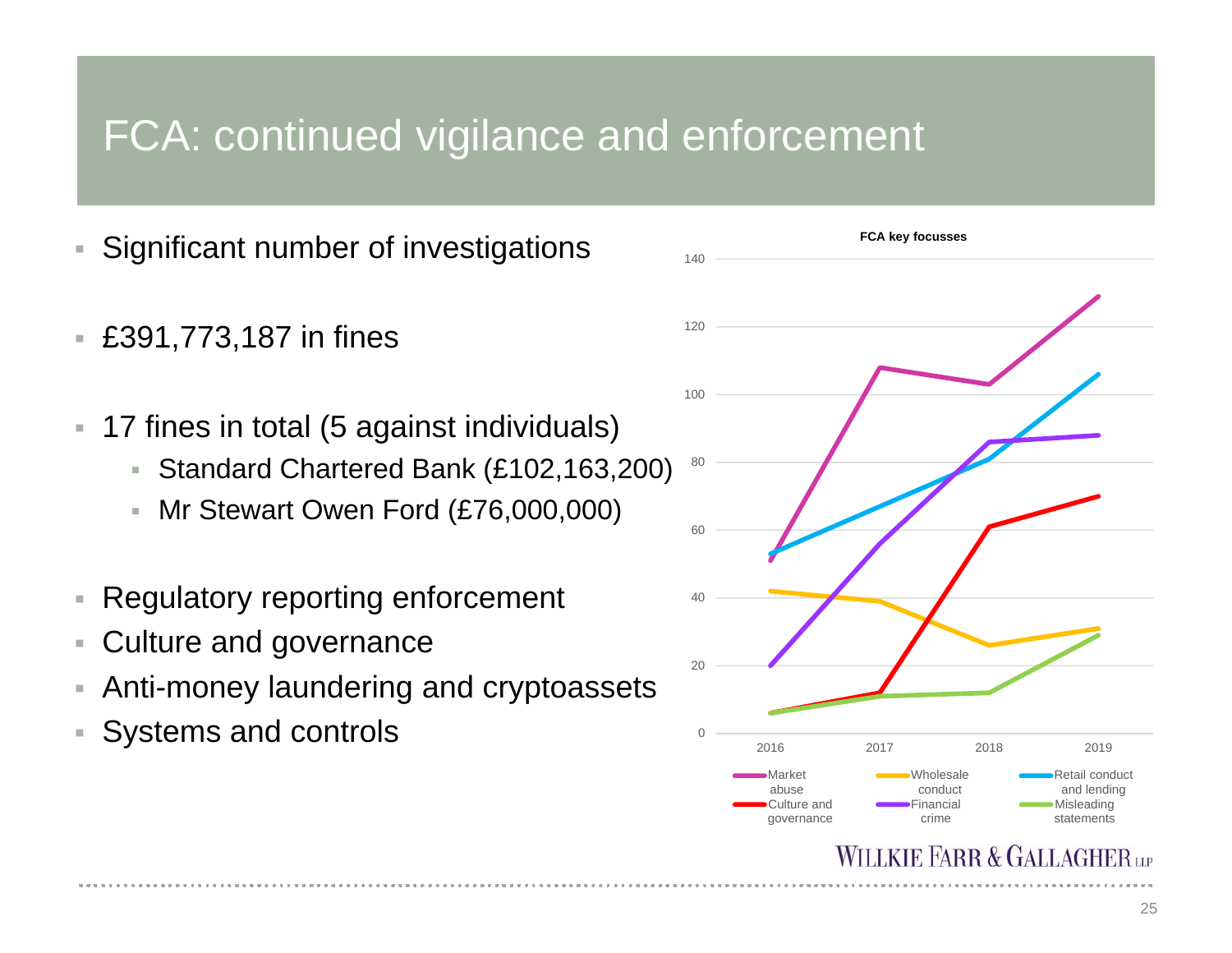# FCA: continued vigilance and enforcement

- Significant number of investigations
- £391,773,187 in fines
- 17 fines in total (5 against individuals)
  - Standard Chartered Bank (£102,163,200)
  - Mr Stewart Owen Ford (£76,000,000)
- Regulatory reporting enforcement
- Culture and governance
- Anti-money laundering and cryptoassets
- Systems and controls

**FCA key focusses**

| | 2016 | 2017 | 2018 | 2019 |
|---|---|---|---|---|
| Market abuse | 51 | 108 | 103 | 129 |
| Wholesale conduct | 42 | 39 | 26 | 31 |
| Retail conduct and lending | 53 | 67 | 81 | 106 |
| Culture and governance | 6 | 12 | 61 | 70 |
| Financial crime | 20 | 56 | 86 | 88 |
| Misleading statements | 6 | 11 | 12 | 29 |

WILLKIE FARR & GALLAGHER LLP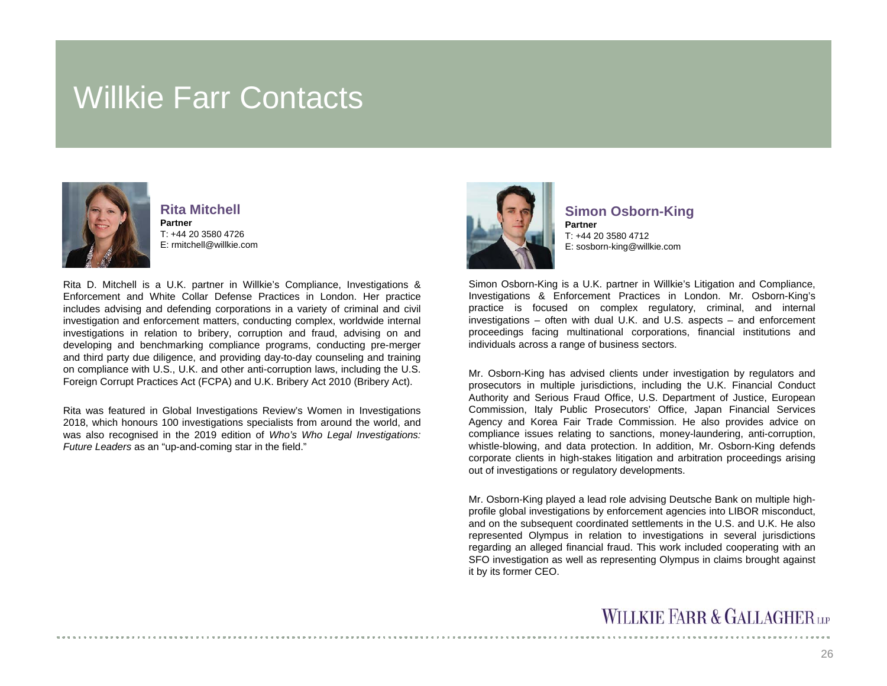# Willkie Farr Contacts

### Rita Mitchell

**Partner**
T: +44 20 3580 4726
E: rmitchell@willkie.com

Rita D. Mitchell is a U.K. partner in Willkie's Compliance, Investigations & Enforcement and White Collar Defense Practices in London. Her practice includes advising and defending corporations in a variety of criminal and civil investigation and enforcement matters, conducting complex, worldwide internal investigations in relation to bribery, corruption and fraud, advising on and developing and benchmarking compliance programs, conducting pre-merger and third party due diligence, and providing day-to-day counseling and training on compliance with U.S., U.K. and other anti-corruption laws, including the U.S. Foreign Corrupt Practices Act (FCPA) and U.K. Bribery Act 2010 (Bribery Act).

Rita was featured in Global Investigations Review's Women in Investigations 2018, which honours 100 investigations specialists from around the world, and was also recognised in the 2019 edition of *Who's Who Legal Investigations: Future Leaders* as an "up-and-coming star in the field."

### Simon Osborn-King

**Partner**
T: +44 20 3580 4712
E: sosborn-king@willkie.com

Simon Osborn-King is a U.K. partner in Willkie's Litigation and Compliance, Investigations & Enforcement Practices in London. Mr. Osborn-King's practice is focused on complex regulatory, criminal, and internal investigations – often with dual U.K. and U.S. aspects – and enforcement proceedings facing multinational corporations, financial institutions and individuals across a range of business sectors.

Mr. Osborn-King has advised clients under investigation by regulators and prosecutors in multiple jurisdictions, including the U.K. Financial Conduct Authority and Serious Fraud Office, U.S. Department of Justice, European Commission, Italy Public Prosecutors' Office, Japan Financial Services Agency and Korea Fair Trade Commission. He also provides advice on compliance issues relating to sanctions, money-laundering, anti-corruption, whistle-blowing, and data protection. In addition, Mr. Osborn-King defends corporate clients in high-stakes litigation and arbitration proceedings arising out of investigations or regulatory developments.

Mr. Osborn-King played a lead role advising Deutsche Bank on multiple high-profile global investigations by enforcement agencies into LIBOR misconduct, and on the subsequent coordinated settlements in the U.S. and U.K. He also represented Olympus in relation to investigations in several jurisdictions regarding an alleged financial fraud. This work included cooperating with an SFO investigation as well as representing Olympus in claims brought against it by its former CEO.

WILLKIE FARR & GALLAGHER LLP